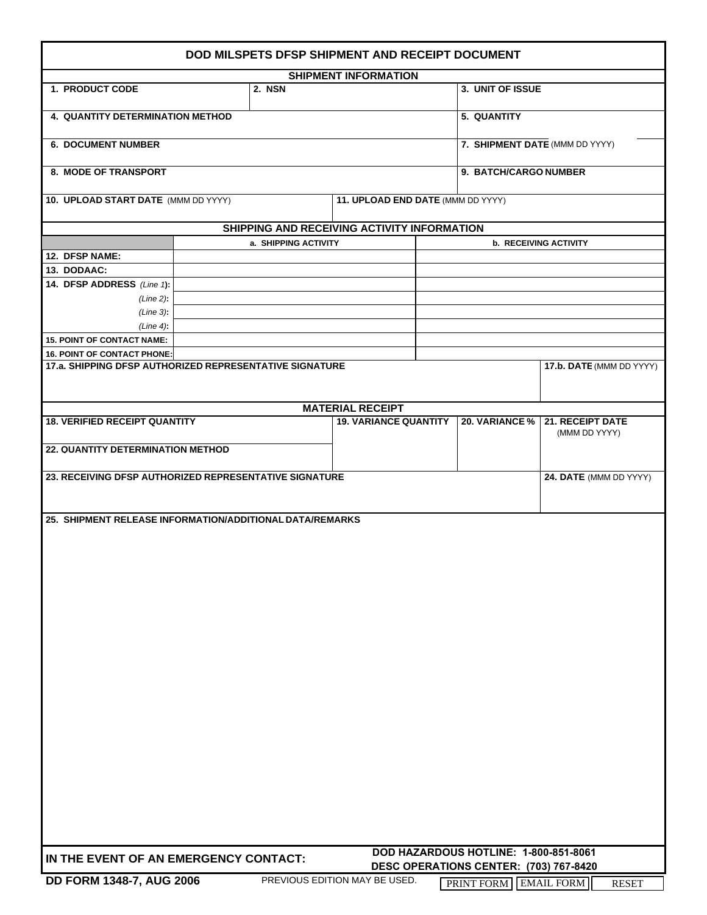# DOD MILSPETS DFSP SHIPMENT AND RECEIPT DOCUMENT

## SHIPMENT INFORMATION

| 1. PRODUCT CODE | 2. NSN | 3. UNIT OF ISSUE |
|---|---|---|
| | | |

| 4. QUANTITY DETERMINATION METHOD | 5. QUANTITY |
|---|---|
| | |

| 6. DOCUMENT NUMBER | 7. SHIPMENT DATE (MMM DD YYYY) |
|---|---|
| | |

| 8. MODE OF TRANSPORT | 9. BATCH/CARGO NUMBER |
|---|---|
| | |

| 10. UPLOAD START DATE (MMM DD YYYY) | 11. UPLOAD END DATE (MMM DD YYYY) |
|---|---|
| | |

## SHIPPING AND RECEIVING ACTIVITY INFORMATION

| | a. SHIPPING ACTIVITY | b. RECEIVING ACTIVITY |
|---|---|---|
| 12. DFSP NAME: | | |
| 13. DODAAC: | | |
| 14. DFSP ADDRESS *(Line 1)*: | | |
| *(Line 2)*: | | |
| *(Line 3)*: | | |
| *(Line 4)*: | | |
| 15. POINT OF CONTACT NAME: | | |
| 16. POINT OF CONTACT PHONE: | | |

| 17.a. SHIPPING DFSP AUTHORIZED REPRESENTATIVE SIGNATURE | 17.b. DATE (MMM DD YYYY) |
|---|---|
| | |

## MATERIAL RECEIPT

| 18. VERIFIED RECEIPT QUANTITY | 19. VARIANCE QUANTITY | 20. VARIANCE % | 21. RECEIPT DATE (MMM DD YYYY) |
|---|---|---|---|
| | | | |
| 22. QUANTITY DETERMINATION METHOD | | | |
| | | | |

| 23. RECEIVING DFSP AUTHORIZED REPRESENTATIVE SIGNATURE | 24. DATE (MMM DD YYYY) |
|---|---|
| | |

**25. SHIPMENT RELEASE INFORMATION/ADDITIONAL DATA/REMARKS**

**IN THE EVENT OF AN EMERGENCY CONTACT:**

**DOD HAZARDOUS HOTLINE: 1-800-851-8061**
**DESC OPERATIONS CENTER: (703) 767-8420**

**DD FORM 1348-7, AUG 2006** PREVIOUS EDITION MAY BE USED.

PRINT FORM | EMAIL FORM | RESET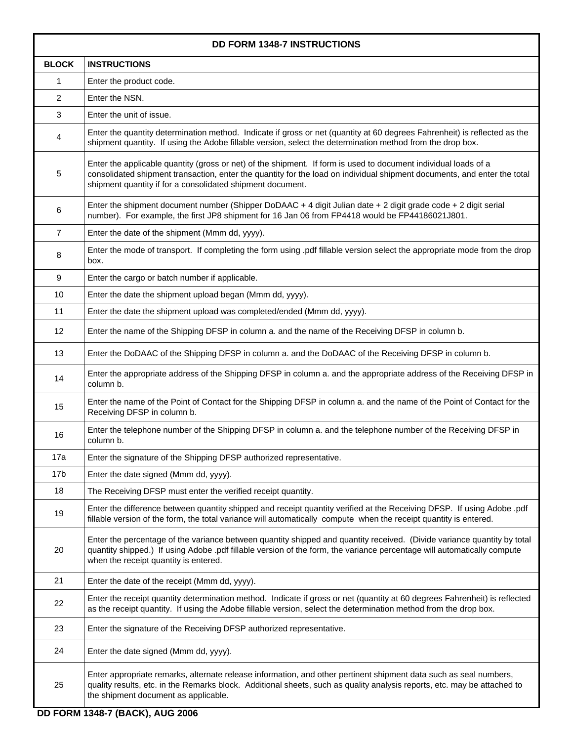| DD FORM 1348-7 INSTRUCTIONS | |
|---|---|
| **BLOCK** | **INSTRUCTIONS** |
| 1 | Enter the product code. |
| 2 | Enter the NSN. |
| 3 | Enter the unit of issue. |
| 4 | Enter the quantity determination method. Indicate if gross or net (quantity at 60 degrees Fahrenheit) is reflected as the shipment quantity. If using the Adobe fillable version, select the determination method from the drop box. |
| 5 | Enter the applicable quantity (gross or net) of the shipment. If form is used to document individual loads of a consolidated shipment transaction, enter the quantity for the load on individual shipment documents, and enter the total shipment quantity if for a consolidated shipment document. |
| 6 | Enter the shipment document number (Shipper DoDAAC + 4 digit Julian date + 2 digit grade code + 2 digit serial number). For example, the first JP8 shipment for 16 Jan 06 from FP4418 would be FP44186021J801. |
| 7 | Enter the date of the shipment (Mmm dd, yyyy). |
| 8 | Enter the mode of transport. If completing the form using .pdf fillable version select the appropriate mode from the drop box. |
| 9 | Enter the cargo or batch number if applicable. |
| 10 | Enter the date the shipment upload began (Mmm dd, yyyy). |
| 11 | Enter the date the shipment upload was completed/ended (Mmm dd, yyyy). |
| 12 | Enter the name of the Shipping DFSP in column a. and the name of the Receiving DFSP in column b. |
| 13 | Enter the DoDAAC of the Shipping DFSP in column a. and the DoDAAC of the Receiving DFSP in column b. |
| 14 | Enter the appropriate address of the Shipping DFSP in column a. and the appropriate address of the Receiving DFSP in column b. |
| 15 | Enter the name of the Point of Contact for the Shipping DFSP in column a. and the name of the Point of Contact for the Receiving DFSP in column b. |
| 16 | Enter the telephone number of the Shipping DFSP in column a. and the telephone number of the Receiving DFSP in column b. |
| 17a | Enter the signature of the Shipping DFSP authorized representative. |
| 17b | Enter the date signed (Mmm dd, yyyy). |
| 18 | The Receiving DFSP must enter the verified receipt quantity. |
| 19 | Enter the difference between quantity shipped and receipt quantity verified at the Receiving DFSP. If using Adobe .pdf fillable version of the form, the total variance will automatically compute when the receipt quantity is entered. |
| 20 | Enter the percentage of the variance between quantity shipped and quantity received. (Divide variance quantity by total quantity shipped.) If using Adobe .pdf fillable version of the form, the variance percentage will automatically compute when the receipt quantity is entered. |
| 21 | Enter the date of the receipt (Mmm dd, yyyy). |
| 22 | Enter the receipt quantity determination method. Indicate if gross or net (quantity at 60 degrees Fahrenheit) is reflected as the receipt quantity. If using the Adobe fillable version, select the determination method from the drop box. |
| 23 | Enter the signature of the Receiving DFSP authorized representative. |
| 24 | Enter the date signed (Mmm dd, yyyy). |
| 25 | Enter appropriate remarks, alternate release information, and other pertinent shipment data such as seal numbers, quality results, etc. in the Remarks block. Additional sheets, such as quality analysis reports, etc. may be attached to the shipment document as applicable. |

**DD FORM 1348-7 (BACK), AUG 2006**